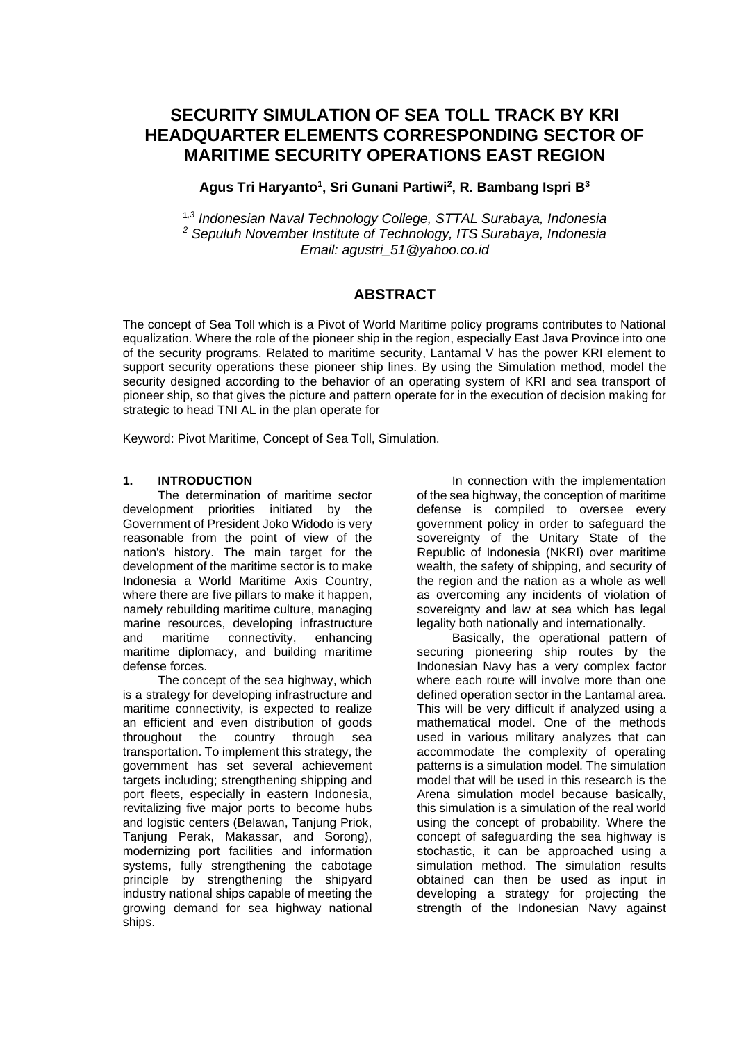# SECURITY SIMULATION OF SEA TOLL TRACK BY KRI HEADQUARTER ELEMENTS CORRESPONDING SECTOR OF MARITIME SECURITY OPERATIONS EAST REGION

**Agus Tri Haryanto[1], Sri Gunani Partiwi[2], R. Bambang Ispri B[3]**

[1,3] *Indonesian Naval Technology College, STTAL Surabaya, Indonesia*
[2] *Sepuluh November Institute of Technology, ITS Surabaya, Indonesia*
*Email: agustri_51@yahoo.co.id*

## ABSTRACT

The concept of Sea Toll which is a Pivot of World Maritime policy programs contributes to National equalization. Where the role of the pioneer ship in the region, especially East Java Province into one of the security programs. Related to maritime security, Lantamal V has the power KRI element to support security operations these pioneer ship lines. By using the Simulation method, model the security designed according to the behavior of an operating system of KRI and sea transport of pioneer ship, so that gives the picture and pattern operate for in the execution of decision making for strategic to head TNI AL in the plan operate for

Keyword: Pivot Maritime, Concept of Sea Toll, Simulation.

## 1. INTRODUCTION

The determination of maritime sector development priorities initiated by the Government of President Joko Widodo is very reasonable from the point of view of the nation's history. The main target for the development of the maritime sector is to make Indonesia a World Maritime Axis Country, where there are five pillars to make it happen, namely rebuilding maritime culture, managing marine resources, developing infrastructure and maritime connectivity, enhancing maritime diplomacy, and building maritime defense forces.

The concept of the sea highway, which is a strategy for developing infrastructure and maritime connectivity, is expected to realize an efficient and even distribution of goods throughout the country through sea transportation. To implement this strategy, the government has set several achievement targets including; strengthening shipping and port fleets, especially in eastern Indonesia, revitalizing five major ports to become hubs and logistic centers (Belawan, Tanjung Priok, Tanjung Perak, Makassar, and Sorong), modernizing port facilities and information systems, fully strengthening the cabotage principle by strengthening the shipyard industry national ships capable of meeting the growing demand for sea highway national ships.

In connection with the implementation of the sea highway, the conception of maritime defense is compiled to oversee every government policy in order to safeguard the sovereignty of the Unitary State of the Republic of Indonesia (NKRI) over maritime wealth, the safety of shipping, and security of the region and the nation as a whole as well as overcoming any incidents of violation of sovereignty and law at sea which has legal legality both nationally and internationally.

Basically, the operational pattern of securing pioneering ship routes by the Indonesian Navy has a very complex factor where each route will involve more than one defined operation sector in the Lantamal area. This will be very difficult if analyzed using a mathematical model. One of the methods used in various military analyzes that can accommodate the complexity of operating patterns is a simulation model. The simulation model that will be used in this research is the Arena simulation model because basically, this simulation is a simulation of the real world using the concept of probability. Where the concept of safeguarding the sea highway is stochastic, it can be approached using a simulation method. The simulation results obtained can then be used as input in developing a strategy for projecting the strength of the Indonesian Navy against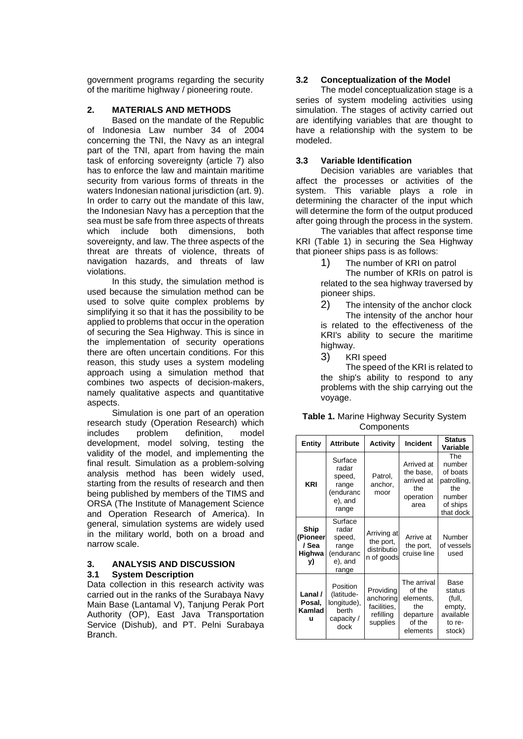government programs regarding the security of the maritime highway / pioneering route.

## 2. MATERIALS AND METHODS

Based on the mandate of the Republic of Indonesia Law number 34 of 2004 concerning the TNI, the Navy as an integral part of the TNI, apart from having the main task of enforcing sovereignty (article 7) also has to enforce the law and maintain maritime security from various forms of threats in the waters Indonesian national jurisdiction (art. 9). In order to carry out the mandate of this law, the Indonesian Navy has a perception that the sea must be safe from three aspects of threats which include both dimensions, both sovereignty, and law. The three aspects of the threat are threats of violence, threats of navigation hazards, and threats of law violations.

In this study, the simulation method is used because the simulation method can be used to solve quite complex problems by simplifying it so that it has the possibility to be applied to problems that occur in the operation of securing the Sea Highway. This is since in the implementation of security operations there are often uncertain conditions. For this reason, this study uses a system modeling approach using a simulation method that combines two aspects of decision-makers, namely qualitative aspects and quantitative aspects.

Simulation is one part of an operation research study (Operation Research) which includes problem definition, model development, model solving, testing the validity of the model, and implementing the final result. Simulation as a problem-solving analysis method has been widely used, starting from the results of research and then being published by members of the TIMS and ORSA (The Institute of Management Science and Operation Research of America). In general, simulation systems are widely used in the military world, both on a broad and narrow scale.

## 3. ANALYSIS AND DISCUSSION

### 3.1 System Description

Data collection in this research activity was carried out in the ranks of the Surabaya Navy Main Base (Lantamal V), Tanjung Perak Port Authority (OP), East Java Transportation Service (Dishub), and PT. Pelni Surabaya Branch.

### 3.2 Conceptualization of the Model

The model conceptualization stage is a series of system modeling activities using simulation. The stages of activity carried out are identifying variables that are thought to have a relationship with the system to be modeled.

### 3.3 Variable Identification

Decision variables are variables that affect the processes or activities of the system. This variable plays a role in determining the character of the input which will determine the form of the output produced after going through the process in the system.

The variables that affect response time KRI (Table 1) in securing the Sea Highway that pioneer ships pass is as follows:

1) The number of KRI on patrol

   The number of KRIs on patrol is related to the sea highway traversed by pioneer ships.

2) The intensity of the anchor clock

   The intensity of the anchor hour is related to the effectiveness of the KRI's ability to secure the maritime highway.

3) KRI speed

   The speed of the KRI is related to the ship's ability to respond to any problems with the ship carrying out the voyage.

**Table 1.** Marine Highway Security System Components

| Entity | Attribute | Activity | Incident | Status Variable |
|---|---|---|---|---|
| **KRI** | Surface radar speed, range (endurance), and range | Patrol, anchor, moor | Arrived at the base, arrived at the operation area | The number of boats patrolling, the number of ships that dock |
| **Ship (Pioneer / Sea Highway)** | Surface radar speed, range (endurance), and range | Arriving at the port, distribution of goods | Arrive at the port, cruise line | Number of vessels used |
| **Lanal / Posal, Kamladu** | Position (latitude-longitude), berth capacity / dock | Providing anchoring facilities, refilling supplies | The arrival of the elements, the departure of the elements | Base status (full, empty, available to re-stock) |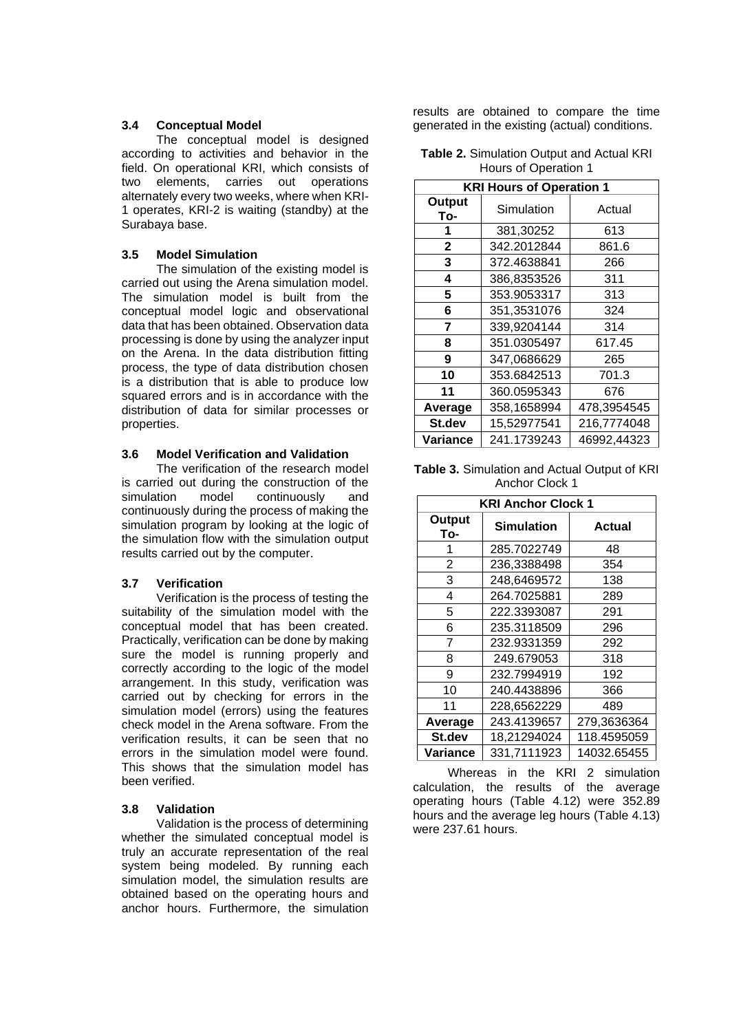### 3.4 Conceptual Model

The conceptual model is designed according to activities and behavior in the field. On operational KRI, which consists of two elements, carries out operations alternately every two weeks, where when KRI-1 operates, KRI-2 is waiting (standby) at the Surabaya base.

### 3.5 Model Simulation

The simulation of the existing model is carried out using the Arena simulation model. The simulation model is built from the conceptual model logic and observational data that has been obtained. Observation data processing is done by using the analyzer input on the Arena. In the data distribution fitting process, the type of data distribution chosen is a distribution that is able to produce low squared errors and is in accordance with the distribution of data for similar processes or properties.

### 3.6 Model Verification and Validation

The verification of the research model is carried out during the construction of the simulation model continuously and continuously during the process of making the simulation program by looking at the logic of the simulation flow with the simulation output results carried out by the computer.

### 3.7 Verification

Verification is the process of testing the suitability of the simulation model with the conceptual model that has been created. Practically, verification can be done by making sure the model is running properly and correctly according to the logic of the model arrangement. In this study, verification was carried out by checking for errors in the simulation model (errors) using the features check model in the Arena software. From the verification results, it can be seen that no errors in the simulation model were found. This shows that the simulation model has been verified.

### 3.8 Validation

Validation is the process of determining whether the simulated conceptual model is truly an accurate representation of the real system being modeled. By running each simulation model, the simulation results are obtained based on the operating hours and anchor hours. Furthermore, the simulation results are obtained to compare the time generated in the existing (actual) conditions.

**Table 2.** Simulation Output and Actual KRI Hours of Operation 1

| KRI Hours of Operation 1 | | |
|---|---|---|
| **Output To-** | Simulation | Actual |
| **1** | 381,30252 | 613 |
| **2** | 342.2012844 | 861.6 |
| **3** | 372.4638841 | 266 |
| **4** | 386,8353526 | 311 |
| **5** | 353.9053317 | 313 |
| **6** | 351,3531076 | 324 |
| **7** | 339,9204144 | 314 |
| **8** | 351.0305497 | 617.45 |
| **9** | 347,0686629 | 265 |
| **10** | 353.6842513 | 701.3 |
| **11** | 360.0595343 | 676 |
| **Average** | 358,1658994 | 478,3954545 |
| **St.dev** | 15,52977541 | 216,7774048 |
| **Variance** | 241.1739243 | 46992,44323 |

**Table 3.** Simulation and Actual Output of KRI Anchor Clock 1

| KRI Anchor Clock 1 | | |
|---|---|---|
| **Output To-** | **Simulation** | **Actual** |
| 1 | 285.7022749 | 48 |
| 2 | 236,3388498 | 354 |
| 3 | 248,6469572 | 138 |
| 4 | 264.7025881 | 289 |
| 5 | 222.3393087 | 291 |
| 6 | 235.3118509 | 296 |
| 7 | 232.9331359 | 292 |
| 8 | 249.679053 | 318 |
| 9 | 232.7994919 | 192 |
| 10 | 240.4438896 | 366 |
| 11 | 228,6562229 | 489 |
| **Average** | 243.4139657 | 279,3636364 |
| **St.dev** | 18,21294024 | 118.4595059 |
| **Variance** | 331,7111923 | 14032.65455 |

Whereas in the KRI 2 simulation calculation, the results of the average operating hours (Table 4.12) were 352.89 hours and the average leg hours (Table 4.13) were 237.61 hours.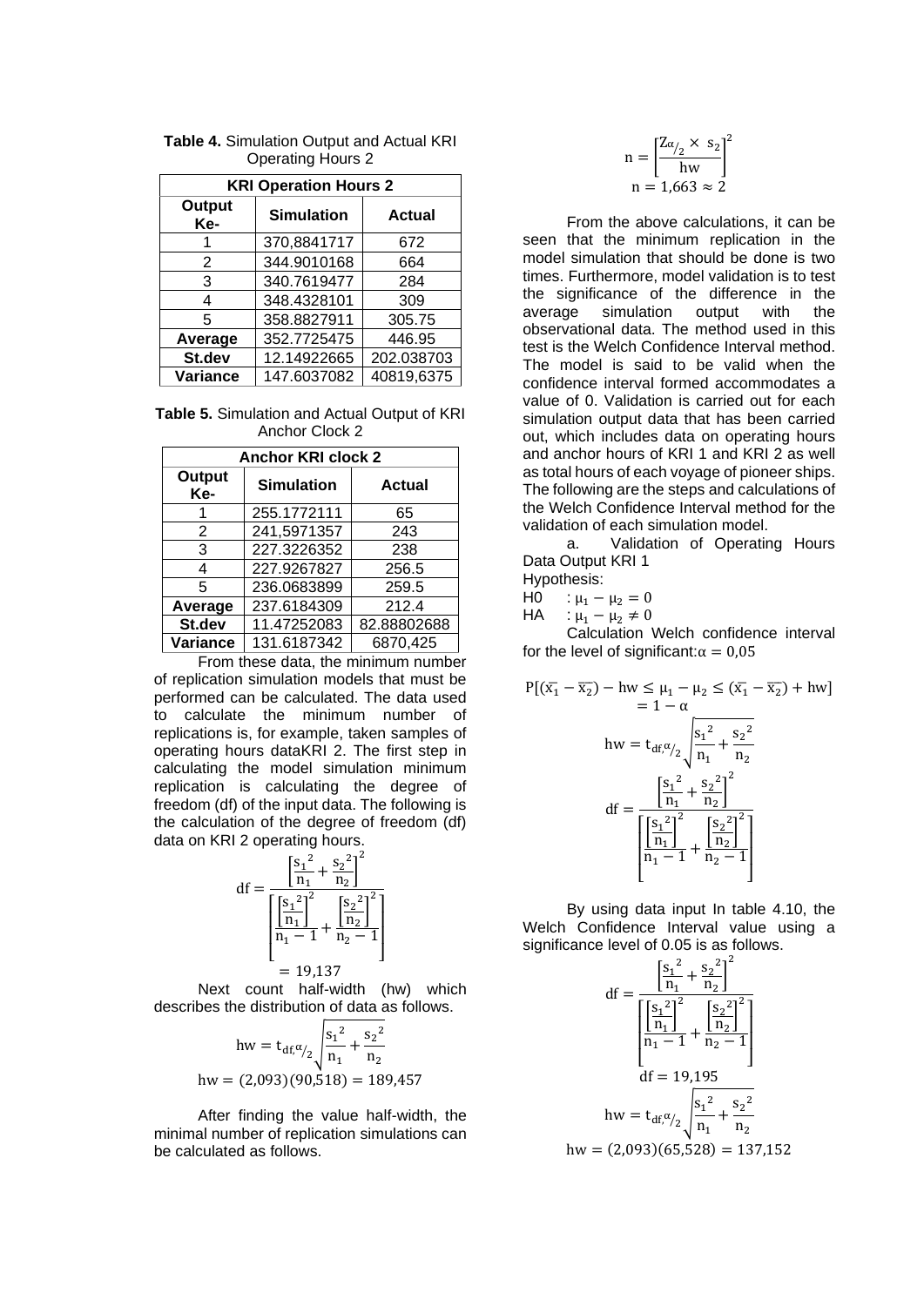**Table 4.** Simulation Output and Actual KRI Operating Hours 2

| KRI Operation Hours 2 | | |
|---|---|---|
| Output Ke- | Simulation | Actual |
| 1 | 370,8841717 | 672 |
| 2 | 344.9010168 | 664 |
| 3 | 340.7619477 | 284 |
| 4 | 348.4328101 | 309 |
| 5 | 358.8827911 | 305.75 |
| **Average** | 352.7725475 | 446.95 |
| **St.dev** | 12.14922665 | 202.038703 |
| **Variance** | 147.6037082 | 40819,6375 |

**Table 5.** Simulation and Actual Output of KRI Anchor Clock 2

| Anchor KRI clock 2 | | |
|---|---|---|
| Output Ke- | Simulation | Actual |
| 1 | 255.1772111 | 65 |
| 2 | 241,5971357 | 243 |
| 3 | 227.3226352 | 238 |
| 4 | 227.9267827 | 256.5 |
| 5 | 236.0683899 | 259.5 |
| **Average** | 237.6184309 | 212.4 |
| **St.dev** | 11.47252083 | 82.88802688 |
| **Variance** | 131.6187342 | 6870,425 |

From these data, the minimum number of replication simulation models that must be performed can be calculated. The data used to calculate the minimum number of replications is, for example, taken samples of operating hours dataKRI 2. The first step in calculating the model simulation minimum replication is calculating the degree of freedom (df) of the input data. The following is the calculation of the degree of freedom (df) data on KRI 2 operating hours.

$$df = \frac{\left[\frac{s_1^2}{n_1} + \frac{s_2^2}{n_2}\right]^2}{\left[\frac{\left[\frac{s_1^2}{n_1}\right]^2}{n_1 - 1} + \frac{\left[\frac{s_2^2}{n_2}\right]^2}{n_2 - 1}\right]} = 19{,}137$$

Next count half-width (hw) which describes the distribution of data as follows.

$$hw = t_{df,\alpha/2}\sqrt{\frac{s_1^2}{n_1} + \frac{s_2^2}{n_2}}$$

$$hw = (2{,}093)(90{,}518) = 189{,}457$$

After finding the value half-width, the minimal number of replication simulations can be calculated as follows.

$$n = \left[\frac{Z_{\alpha/2} \times s_2}{hw}\right]^2$$

$$n = 1{,}663 \approx 2$$

From the above calculations, it can be seen that the minimum replication in the model simulation that should be done is two times. Furthermore, model validation is to test the significance of the difference in the average simulation output with the observational data. The method used in this test is the Welch Confidence Interval method. The model is said to be valid when the confidence interval formed accommodates a value of 0. Validation is carried out for each simulation output data that has been carried out, which includes data on operating hours and anchor hours of KRI 1 and KRI 2 as well as total hours of each voyage of pioneer ships. The following are the steps and calculations of the Welch Confidence Interval method for the validation of each simulation model.

a. Validation of Operating Hours Data Output KRI 1

Hypothesis:

H0 : $\mu_1 - \mu_2 = 0$

HA : $\mu_1 - \mu_2 \neq 0$

Calculation Welch confidence interval for the level of significant: $\alpha = 0{,}05$

$$P[(\overline{x_1} - \overline{x_2}) - hw \leq \mu_1 - \mu_2 \leq (\overline{x_1} - \overline{x_2}) + hw] = 1 - \alpha$$

$$hw = t_{df,\alpha/2}\sqrt{\frac{s_1^2}{n_1} + \frac{s_2^2}{n_2}}$$

$$df = \frac{\left[\frac{s_1^2}{n_1} + \frac{s_2^2}{n_2}\right]^2}{\left[\frac{\left[\frac{s_1^2}{n_1}\right]^2}{n_1 - 1} + \frac{\left[\frac{s_2^2}{n_2}\right]^2}{n_2 - 1}\right]}$$

By using data input In table 4.10, the Welch Confidence Interval value using a significance level of 0.05 is as follows.

$$df = \frac{\left[\frac{s_1^2}{n_1} + \frac{s_2^2}{n_2}\right]^2}{\left[\frac{\left[\frac{s_1^2}{n_1}\right]^2}{n_1 - 1} + \frac{\left[\frac{s_2^2}{n_2}\right]^2}{n_2 - 1}\right]}$$

$$df = 19{,}195$$

$$hw = t_{df,\alpha/2}\sqrt{\frac{s_1^2}{n_1} + \frac{s_2^2}{n_2}}$$

$$hw = (2{,}093)(65{,}528) = 137{,}152$$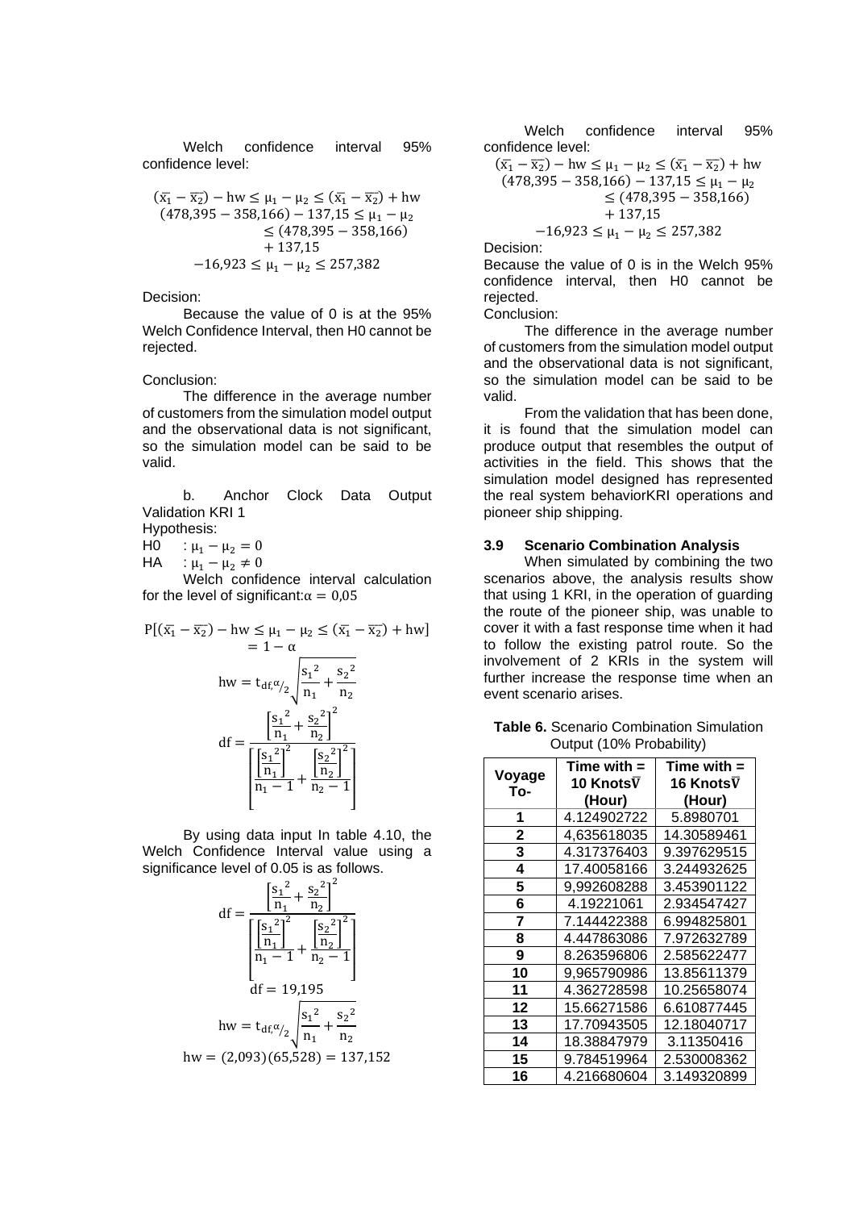Welch confidence interval 95% confidence level:

$$(\overline{x_1} - \overline{x_2}) - \text{hw} \leq \mu_1 - \mu_2 \leq (\overline{x_1} - \overline{x_2}) + \text{hw}$$

$$(478{,}395 - 358{,}166) - 137{,}15 \leq \mu_1 - \mu_2 \leq (478{,}395 - 358{,}166) + 137{,}15$$

$$-16{,}923 \leq \mu_1 - \mu_2 \leq 257{,}382$$

Decision:

Because the value of 0 is at the 95% Welch Confidence Interval, then H0 cannot be rejected.

Conclusion:

The difference in the average number of customers from the simulation model output and the observational data is not significant, so the simulation model can be said to be valid.

b. Anchor Clock Data Output Validation KRI 1

Hypothesis:

H0 : $\mu_1 - \mu_2 = 0$

HA : $\mu_1 - \mu_2 \neq 0$

Welch confidence interval calculation for the level of significant: $\alpha = 0{,}05$

$$P[(\overline{x_1} - \overline{x_2}) - \text{hw} \leq \mu_1 - \mu_2 \leq (\overline{x_1} - \overline{x_2}) + \text{hw}] = 1 - \alpha$$

$$\text{hw} = t_{df,\alpha/2}\sqrt{\frac{{s_1}^2}{n_1} + \frac{{s_2}^2}{n_2}}$$

$$df = \frac{\left[\frac{{s_1}^2}{n_1} + \frac{{s_2}^2}{n_2}\right]^2}{\left[\frac{\left[\frac{{s_1}^2}{n_1}\right]^2}{n_1 - 1} + \frac{\left[\frac{{s_2}^2}{n_2}\right]^2}{n_2 - 1}\right]}$$

By using data input In table 4.10, the Welch Confidence Interval value using a significance level of 0.05 is as follows.

$$df = \frac{\left[\frac{{s_1}^2}{n_1} + \frac{{s_2}^2}{n_2}\right]^2}{\left[\frac{\left[\frac{{s_1}^2}{n_1}\right]^2}{n_1 - 1} + \frac{\left[\frac{{s_2}^2}{n_2}\right]^2}{n_2 - 1}\right]}$$

$$df = 19{,}195$$

$$\text{hw} = t_{df,\alpha/2}\sqrt{\frac{{s_1}^2}{n_1} + \frac{{s_2}^2}{n_2}}$$

$$\text{hw} = (2{,}093)(65{,}528) = 137{,}152$$

Welch confidence interval 95% confidence level:

$$(\overline{x_1} - \overline{x_2}) - \text{hw} \leq \mu_1 - \mu_2 \leq (\overline{x_1} - \overline{x_2}) + \text{hw}$$

$$(478{,}395 - 358{,}166) - 137{,}15 \leq \mu_1 - \mu_2 \leq (478{,}395 - 358{,}166) + 137{,}15$$

$$-16{,}923 \leq \mu_1 - \mu_2 \leq 257{,}382$$

Decision:

Because the value of 0 is in the Welch 95% confidence interval, then H0 cannot be rejected.

Conclusion:

The difference in the average number of customers from the simulation model output and the observational data is not significant, so the simulation model can be said to be valid.

From the validation that has been done, it is found that the simulation model can produce output that resembles the output of activities in the field. This shows that the simulation model designed has represented the real system behaviorKRI operations and pioneer ship shipping.

### 3.9 Scenario Combination Analysis

When simulated by combining the two scenarios above, the analysis results show that using 1 KRI, in the operation of guarding the route of the pioneer ship, was unable to cover it with a fast response time when it had to follow the existing patrol route. So the involvement of 2 KRIs in the system will further increase the response time when an event scenario arises.

**Table 6.** Scenario Combination Simulation Output (10% Probability)

| Voyage To- | Time with = 10 Knots$\overline{V}$ (Hour) | Time with = 16 Knots$\overline{V}$ (Hour) |
|---|---|---|
| 1 | 4.124902722 | 5.8980701 |
| 2 | 4,635618035 | 14.30589461 |
| 3 | 4.317376403 | 9.397629515 |
| 4 | 17.40058166 | 3.244932625 |
| 5 | 9,992608288 | 3.453901122 |
| 6 | 4.19221061 | 2.934547427 |
| 7 | 7.144422388 | 6.994825801 |
| 8 | 4.447863086 | 7.972632789 |
| 9 | 8.263596806 | 2.585622477 |
| 10 | 9,965790986 | 13.85611379 |
| 11 | 4.362728598 | 10.25658074 |
| 12 | 15.66271586 | 6.610877445 |
| 13 | 17.70943505 | 12.18040717 |
| 14 | 18.38847979 | 3.11350416 |
| 15 | 9.784519964 | 2.530008362 |
| 16 | 4.216680604 | 3.149320899 |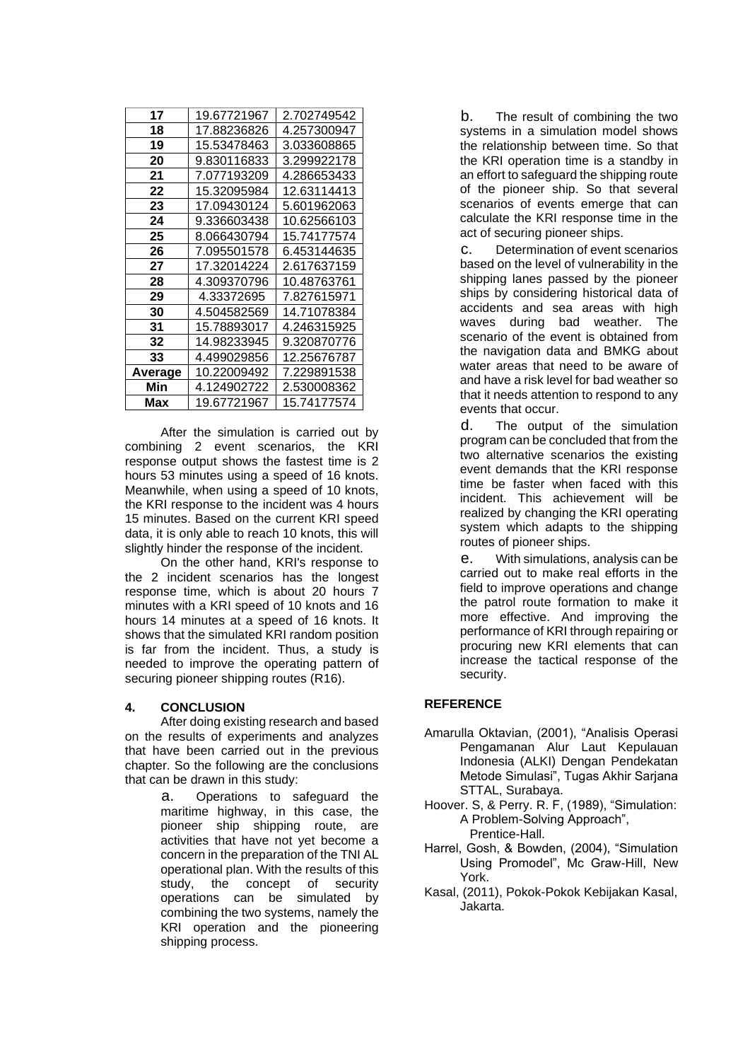| | | |
|---|---|---|
| **17** | 19.67721967 | 2.702749542 |
| **18** | 17.88236826 | 4.257300947 |
| **19** | 15.53478463 | 3.033608865 |
| **20** | 9.830116833 | 3.299922178 |
| **21** | 7.077193209 | 4.286653433 |
| **22** | 15.32095984 | 12.63114413 |
| **23** | 17.09430124 | 5.601962063 |
| **24** | 9.336603438 | 10.62566103 |
| **25** | 8.066430794 | 15.74177574 |
| **26** | 7.095501578 | 6.453144635 |
| **27** | 17.32014224 | 2.617637159 |
| **28** | 4.309370796 | 10.48763761 |
| **29** | 4.33372695 | 7.827615971 |
| **30** | 4.504582569 | 14.71078384 |
| **31** | 15.78893017 | 4.246315925 |
| **32** | 14.98233945 | 9.320870776 |
| **33** | 4.499029856 | 12.25676787 |
| **Average** | 10.22009492 | 7.229891538 |
| **Min** | 4.124902722 | 2.530008362 |
| **Max** | 19.67721967 | 15.74177574 |

After the simulation is carried out by combining 2 event scenarios, the KRI response output shows the fastest time is 2 hours 53 minutes using a speed of 16 knots. Meanwhile, when using a speed of 10 knots, the KRI response to the incident was 4 hours 15 minutes. Based on the current KRI speed data, it is only able to reach 10 knots, this will slightly hinder the response of the incident.

On the other hand, KRI's response to the 2 incident scenarios has the longest response time, which is about 20 hours 7 minutes with a KRI speed of 10 knots and 16 hours 14 minutes at a speed of 16 knots. It shows that the simulated KRI random position is far from the incident. Thus, a study is needed to improve the operating pattern of securing pioneer shipping routes (R16).

## 4. CONCLUSION

After doing existing research and based on the results of experiments and analyzes that have been carried out in the previous chapter. So the following are the conclusions that can be drawn in this study:

a. Operations to safeguard the maritime highway, in this case, the pioneer ship shipping route, are activities that have not yet become a concern in the preparation of the TNI AL operational plan. With the results of this study, the concept of security operations can be simulated by combining the two systems, namely the KRI operation and the pioneering shipping process.

b. The result of combining the two systems in a simulation model shows the relationship between time. So that the KRI operation time is a standby in an effort to safeguard the shipping route of the pioneer ship. So that several scenarios of events emerge that can calculate the KRI response time in the act of securing pioneer ships.

c. Determination of event scenarios based on the level of vulnerability in the shipping lanes passed by the pioneer ships by considering historical data of accidents and sea areas with high waves during bad weather. The scenario of the event is obtained from the navigation data and BMKG about water areas that need to be aware of and have a risk level for bad weather so that it needs attention to respond to any events that occur.

d. The output of the simulation program can be concluded that from the two alternative scenarios the existing event demands that the KRI response time be faster when faced with this incident. This achievement will be realized by changing the KRI operating system which adapts to the shipping routes of pioneer ships.

e. With simulations, analysis can be carried out to make real efforts in the field to improve operations and change the patrol route formation to make it more effective. And improving the performance of KRI through repairing or procuring new KRI elements that can increase the tactical response of the security.

## REFERENCE

Amarulla Oktavian, (2001), "Analisis Operasi Pengamanan Alur Laut Kepulauan Indonesia (ALKI) Dengan Pendekatan Metode Simulasi", Tugas Akhir Sarjana STTAL, Surabaya.

Hoover. S, & Perry. R. F, (1989), "Simulation: A Problem-Solving Approach", Prentice-Hall.

Harrel, Gosh, & Bowden, (2004), "Simulation Using Promodel", Mc Graw-Hill, New York.

Kasal, (2011), Pokok-Pokok Kebijakan Kasal, Jakarta.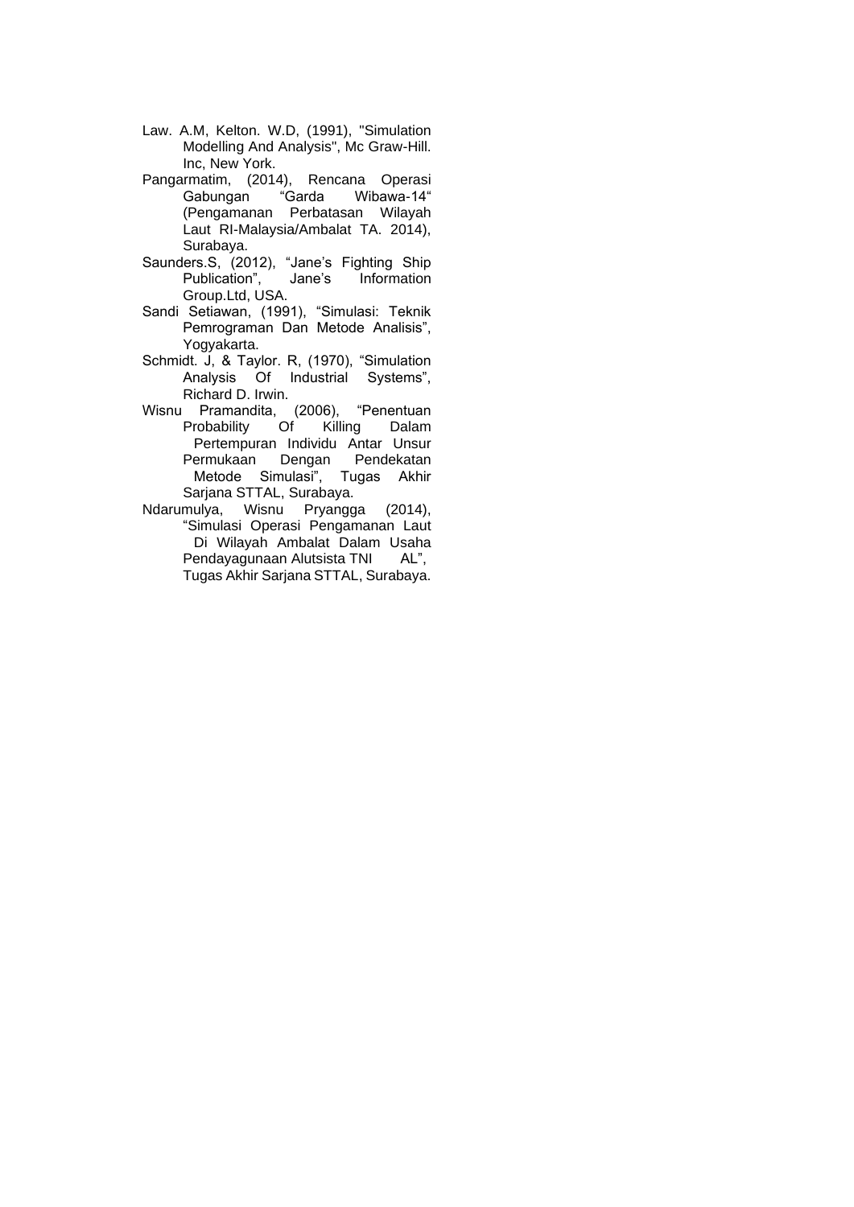Law. A.M, Kelton. W.D, (1991), "Simulation Modelling And Analysis", Mc Graw-Hill. Inc, New York.

Pangarmatim, (2014), Rencana Operasi Gabungan "Garda Wibawa-14" (Pengamanan Perbatasan Wilayah Laut RI-Malaysia/Ambalat TA. 2014), Surabaya.

Saunders.S, (2012), "Jane's Fighting Ship Publication", Jane's Information Group.Ltd, USA.

Sandi Setiawan, (1991), "Simulasi: Teknik Pemrograman Dan Metode Analisis", Yogyakarta.

Schmidt. J, & Taylor. R, (1970), "Simulation Analysis Of Industrial Systems", Richard D. Irwin.

Wisnu Pramandita, (2006), "Penentuan Probability Of Killing Dalam Pertempuran Individu Antar Unsur Permukaan Dengan Pendekatan Metode Simulasi", Tugas Akhir Sarjana STTAL, Surabaya.

Ndarumulya, Wisnu Pryangga (2014), "Simulasi Operasi Pengamanan Laut Di Wilayah Ambalat Dalam Usaha Pendayagunaan Alutsista TNI AL", Tugas Akhir Sarjana STTAL, Surabaya.